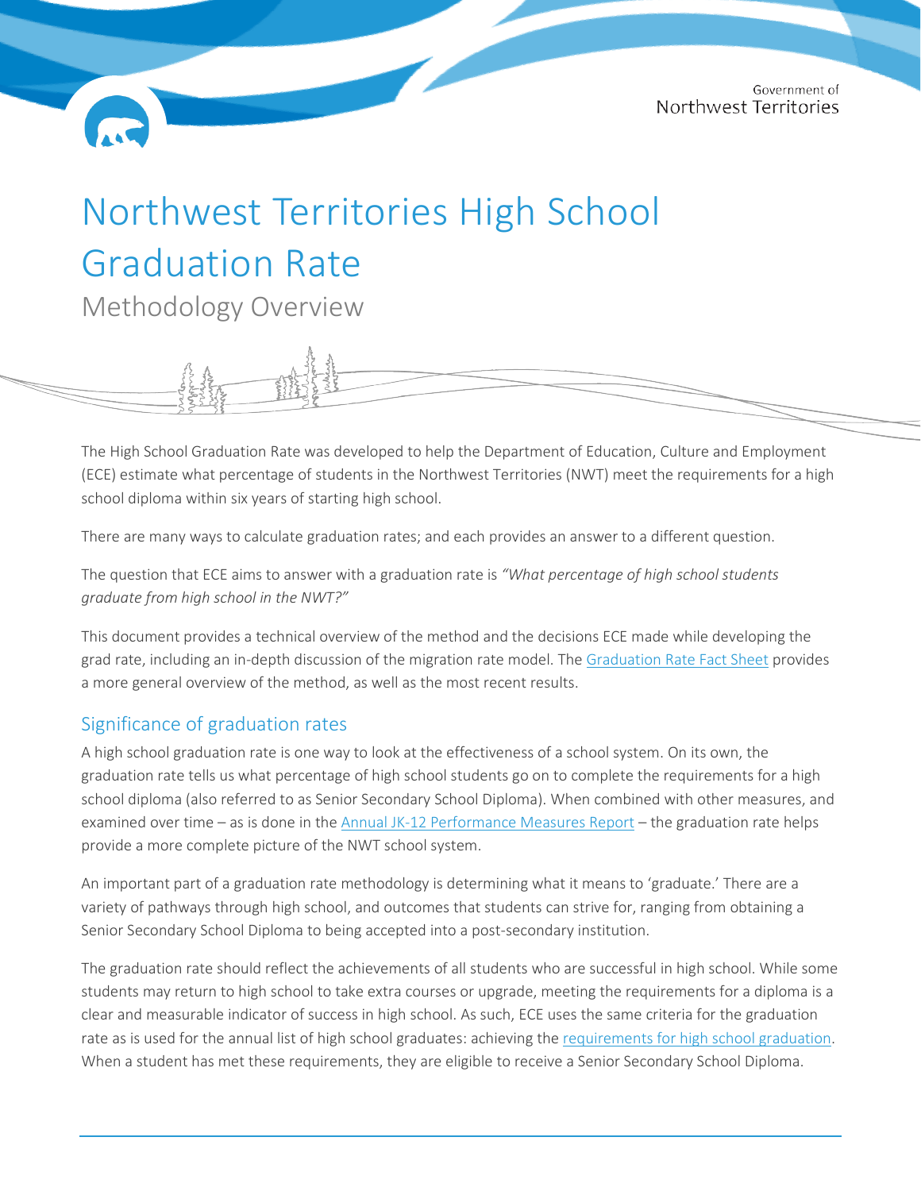Government of Northwest Territories

# Northwest Territories High School Graduation Rate

## Methodology Overview

The High School Graduation Rate was developed to help the Department of Education, Culture and Employment (ECE) estimate what percentage of students in the Northwest Territories (NWT) meet the requirements for a high school diploma within six years of starting high school.

There are many ways to calculate graduation rates; and each provides an answer to a different question.

The question that ECE aims to answer with a graduation rate is *"What percentage of high school students graduate from high school in the NWT?"*

This document provides a technical overview of the method and the decisions ECE made while developing the grad rate, including an in-depth discussion of the migration rate model. The Graduation Rate Fact Sheet provides a more general overview of the method, as well as the most recent results.

## Significance of graduation rates

A high school graduation rate is one way to look at the effectiveness of a school system. On its own, the graduation rate tells us what percentage of high school students go on to complete the requirements for a high school diploma (also referred to as Senior Secondary School Diploma). When combined with other measures, and examined over time – as is done in the Annual JK-12 Performance Measures Report – the graduation rate helps provide a more complete picture of the NWT school system.

An important part of a graduation rate methodology is determining what it means to 'graduate.' There are a variety of pathways through high school, and outcomes that students can strive for, ranging from obtaining a Senior Secondary School Diploma to being accepted into a post-secondary institution.

The graduation rate should reflect the achievements of all students who are successful in high school. While some students may return to high school to take extra courses or upgrade, meeting the requirements for a diploma is a clear and measurable indicator of success in high school. As such, ECE uses the same criteria for the graduation rate as is used for the annual list of high school graduates: achieving the requirements for high school graduation. When a student has met these requirements, they are eligible to receive a Senior Secondary School Diploma.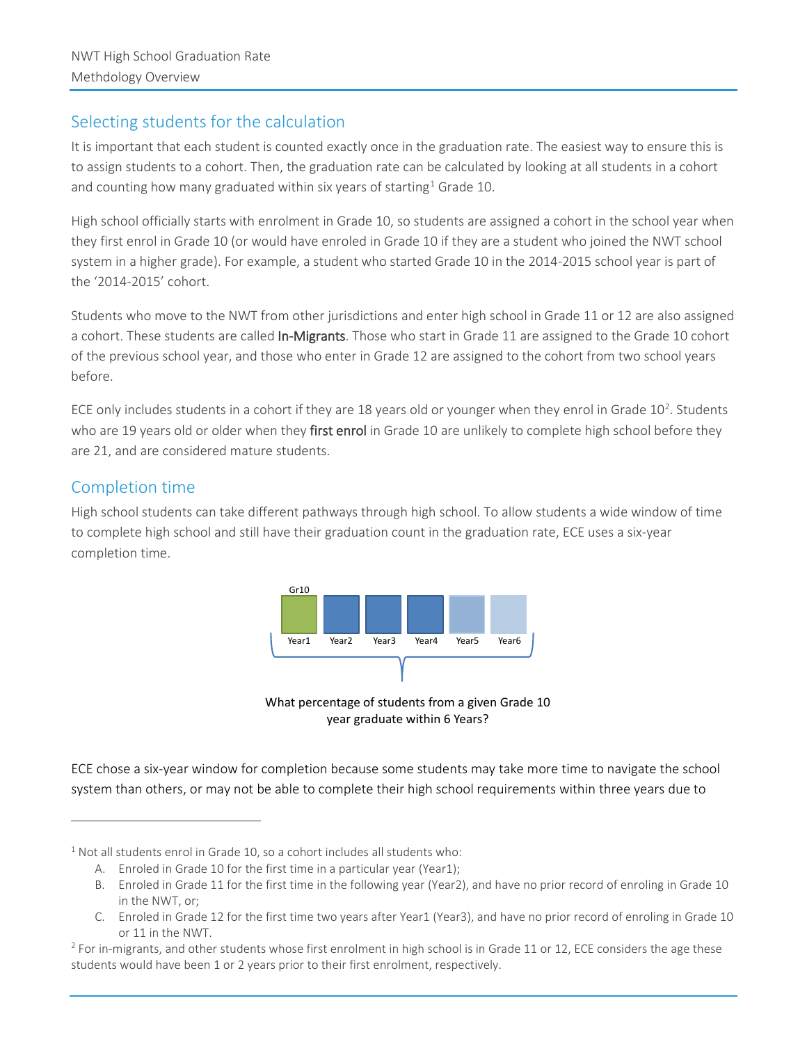## Selecting students for the calculation

It is important that each student is counted exactly once in the graduation rate. The easiest way to ensure this is to assign students to a cohort. Then, the graduation rate can be calculated by looking at all students in a cohort and counting how many graduated within six years of starting[1] Grade 10.

High school officially starts with enrolment in Grade 10, so students are assigned a cohort in the school year when they first enrol in Grade 10 (or would have enroled in Grade 10 if they are a student who joined the NWT school system in a higher grade). For example, a student who started Grade 10 in the 2014-2015 school year is part of the '2014-2015' cohort.

Students who move to the NWT from other jurisdictions and enter high school in Grade 11 or 12 are also assigned a cohort. These students are called **In-Migrants**. Those who start in Grade 11 are assigned to the Grade 10 cohort of the previous school year, and those who enter in Grade 12 are assigned to the cohort from two school years before.

ECE only includes students in a cohort if they are 18 years old or younger when they enrol in Grade 10[2]. Students who are 19 years old or older when they **first enrol** in Grade 10 are unlikely to complete high school before they are 21, and are considered mature students.

## Completion time

High school students can take different pathways through high school. To allow students a wide window of time to complete high school and still have their graduation count in the graduation rate, ECE uses a six-year completion time.

Gr10

Year1 Year2 Year3 Year4 Year5 Year6

What percentage of students from a given Grade 10 year graduate within 6 Years?

ECE chose a six-year window for completion because some students may take more time to navigate the school system than others, or may not be able to complete their high school requirements within three years due to

---

[1] Not all students enrol in Grade 10, so a cohort includes all students who:

A. Enroled in Grade 10 for the first time in a particular year (Year1);
B. Enroled in Grade 11 for the first time in the following year (Year2), and have no prior record of enroling in Grade 10 in the NWT, or;
C. Enroled in Grade 12 for the first time two years after Year1 (Year3), and have no prior record of enroling in Grade 10 or 11 in the NWT.

[2] For in-migrants, and other students whose first enrolment in high school is in Grade 11 or 12, ECE considers the age these students would have been 1 or 2 years prior to their first enrolment, respectively.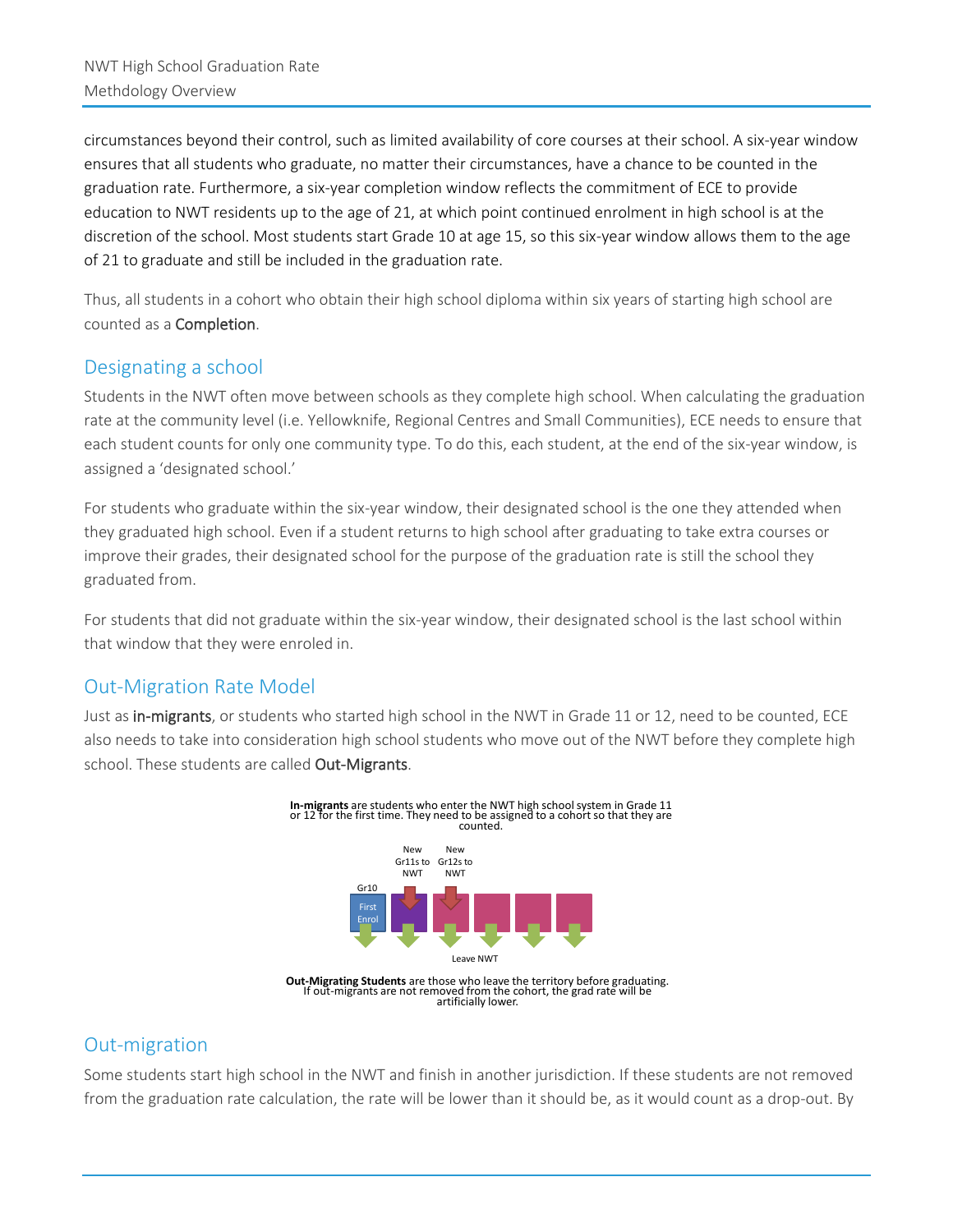circumstances beyond their control, such as limited availability of core courses at their school. A six-year window ensures that all students who graduate, no matter their circumstances, have a chance to be counted in the graduation rate. Furthermore, a six-year completion window reflects the commitment of ECE to provide education to NWT residents up to the age of 21, at which point continued enrolment in high school is at the discretion of the school. Most students start Grade 10 at age 15, so this six-year window allows them to the age of 21 to graduate and still be included in the graduation rate.

Thus, all students in a cohort who obtain their high school diploma within six years of starting high school are counted as a **Completion**.

## Designating a school

Students in the NWT often move between schools as they complete high school. When calculating the graduation rate at the community level (i.e. Yellowknife, Regional Centres and Small Communities), ECE needs to ensure that each student counts for only one community type. To do this, each student, at the end of the six-year window, is assigned a 'designated school.'

For students who graduate within the six-year window, their designated school is the one they attended when they graduated high school. Even if a student returns to high school after graduating to take extra courses or improve their grades, their designated school for the purpose of the graduation rate is still the school they graduated from.

For students that did not graduate within the six-year window, their designated school is the last school within that window that they were enroled in.

## Out-Migration Rate Model

Just as **in-migrants**, or students who started high school in the NWT in Grade 11 or 12, need to be counted, ECE also needs to take into consideration high school students who move out of the NWT before they complete high school. These students are called **Out-Migrants**.

**In-migrants** are students who enter the NWT high school system in Grade 11 or 12 for the first time. They need to be assigned to a cohort so that they are counted.

New Gr11s to NWT — New Gr12s to NWT

Gr10 — First Enrol

Leave NWT

**Out-Migrating Students** are those who leave the territory before graduating. If out-migrants are not removed from the cohort, the grad rate will be artificially lower.

## Out-migration

Some students start high school in the NWT and finish in another jurisdiction. If these students are not removed from the graduation rate calculation, the rate will be lower than it should be, as it would count as a drop-out. By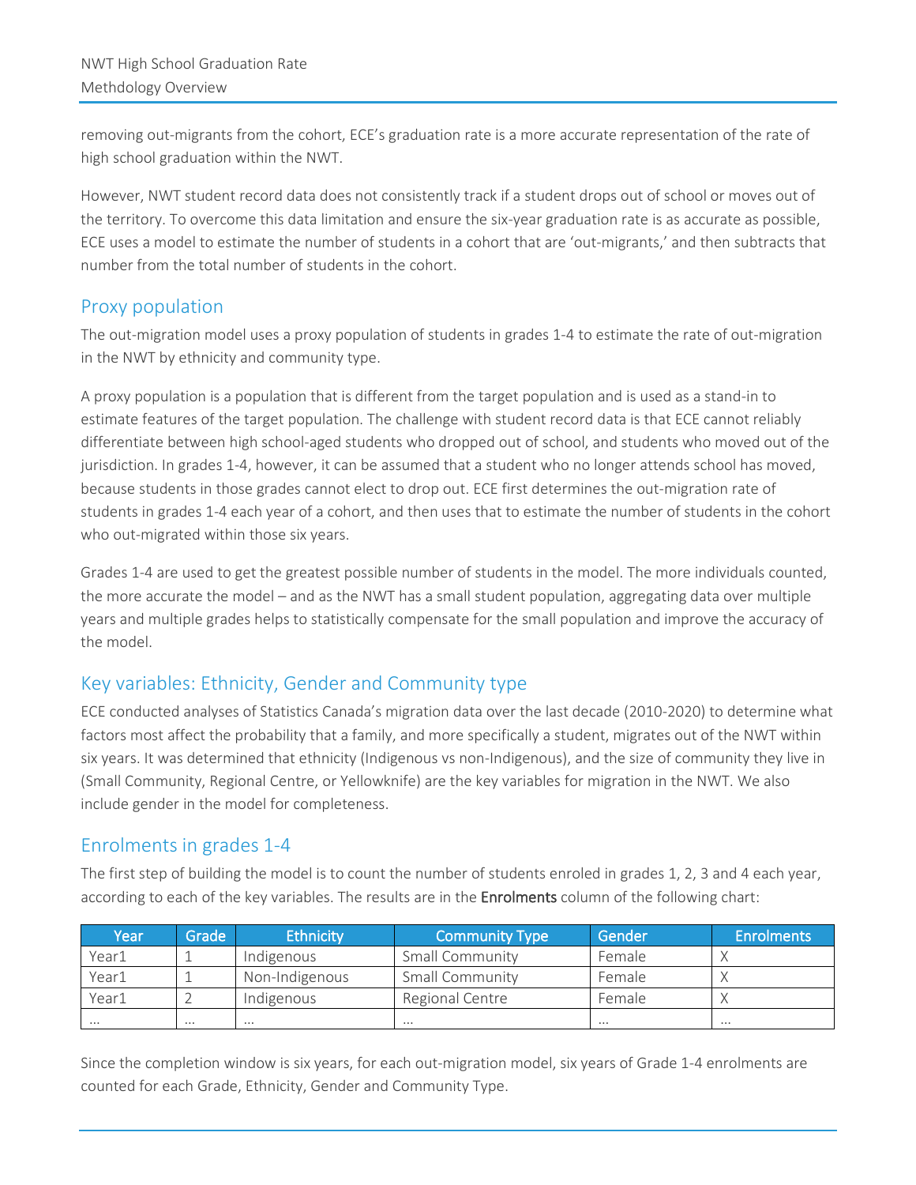removing out-migrants from the cohort, ECE's graduation rate is a more accurate representation of the rate of high school graduation within the NWT.

However, NWT student record data does not consistently track if a student drops out of school or moves out of the territory. To overcome this data limitation and ensure the six-year graduation rate is as accurate as possible, ECE uses a model to estimate the number of students in a cohort that are 'out-migrants,' and then subtracts that number from the total number of students in the cohort.

## Proxy population

The out-migration model uses a proxy population of students in grades 1-4 to estimate the rate of out-migration in the NWT by ethnicity and community type.

A proxy population is a population that is different from the target population and is used as a stand-in to estimate features of the target population. The challenge with student record data is that ECE cannot reliably differentiate between high school-aged students who dropped out of school, and students who moved out of the jurisdiction. In grades 1-4, however, it can be assumed that a student who no longer attends school has moved, because students in those grades cannot elect to drop out. ECE first determines the out-migration rate of students in grades 1-4 each year of a cohort, and then uses that to estimate the number of students in the cohort who out-migrated within those six years.

Grades 1-4 are used to get the greatest possible number of students in the model. The more individuals counted, the more accurate the model – and as the NWT has a small student population, aggregating data over multiple years and multiple grades helps to statistically compensate for the small population and improve the accuracy of the model.

## Key variables: Ethnicity, Gender and Community type

ECE conducted analyses of Statistics Canada's migration data over the last decade (2010-2020) to determine what factors most affect the probability that a family, and more specifically a student, migrates out of the NWT within six years. It was determined that ethnicity (Indigenous vs non-Indigenous), and the size of community they live in (Small Community, Regional Centre, or Yellowknife) are the key variables for migration in the NWT. We also include gender in the model for completeness.

## Enrolments in grades 1-4

The first step of building the model is to count the number of students enroled in grades 1, 2, 3 and 4 each year, according to each of the key variables. The results are in the **Enrolments** column of the following chart:

| Year | Grade | Ethnicity | Community Type | Gender | Enrolments |
|---|---|---|---|---|---|
| Year1 | 1 | Indigenous | Small Community | Female | X |
| Year1 | 1 | Non-Indigenous | Small Community | Female | X |
| Year1 | 2 | Indigenous | Regional Centre | Female | X |
| ... | ... | ... | ... | ... | ... |

Since the completion window is six years, for each out-migration model, six years of Grade 1-4 enrolments are counted for each Grade, Ethnicity, Gender and Community Type.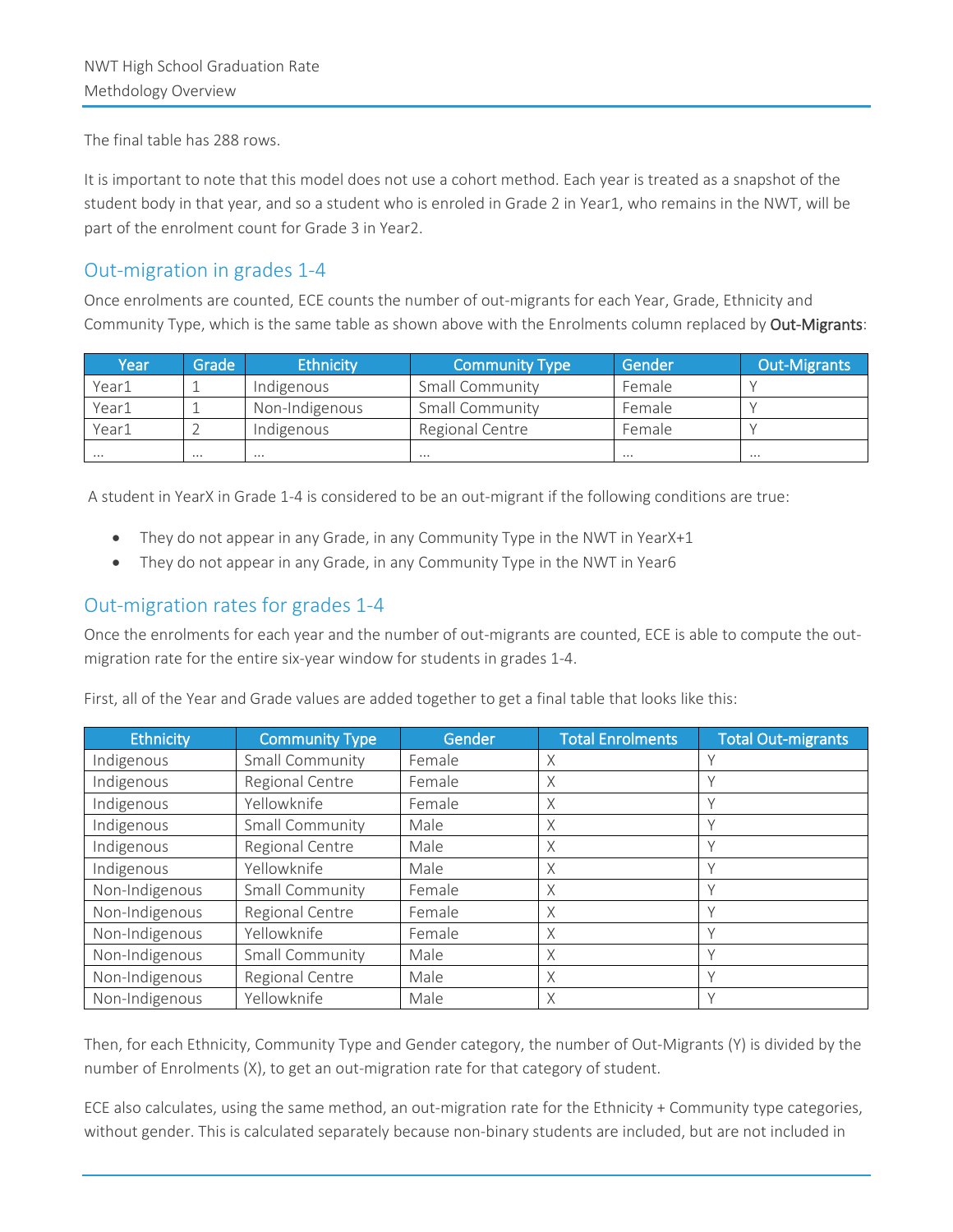The final table has 288 rows.

It is important to note that this model does not use a cohort method. Each year is treated as a snapshot of the student body in that year, and so a student who is enroled in Grade 2 in Year1, who remains in the NWT, will be part of the enrolment count for Grade 3 in Year2.

## Out-migration in grades 1-4

Once enrolments are counted, ECE counts the number of out-migrants for each Year, Grade, Ethnicity and Community Type, which is the same table as shown above with the Enrolments column replaced by **Out-Migrants**:

| Year | Grade | Ethnicity | Community Type | Gender | Out-Migrants |
|---|---|---|---|---|---|
| Year1 | 1 | Indigenous | Small Community | Female | Y |
| Year1 | 1 | Non-Indigenous | Small Community | Female | Y |
| Year1 | 2 | Indigenous | Regional Centre | Female | Y |
| … | … | … | … | … | … |

A student in YearX in Grade 1-4 is considered to be an out-migrant if the following conditions are true:

- They do not appear in any Grade, in any Community Type in the NWT in YearX+1
- They do not appear in any Grade, in any Community Type in the NWT in Year6

## Out-migration rates for grades 1-4

Once the enrolments for each year and the number of out-migrants are counted, ECE is able to compute the out-migration rate for the entire six-year window for students in grades 1-4.

First, all of the Year and Grade values are added together to get a final table that looks like this:

| Ethnicity | Community Type | Gender | Total Enrolments | Total Out-migrants |
|---|---|---|---|---|
| Indigenous | Small Community | Female | X | Y |
| Indigenous | Regional Centre | Female | X | Y |
| Indigenous | Yellowknife | Female | X | Y |
| Indigenous | Small Community | Male | X | Y |
| Indigenous | Regional Centre | Male | X | Y |
| Indigenous | Yellowknife | Male | X | Y |
| Non-Indigenous | Small Community | Female | X | Y |
| Non-Indigenous | Regional Centre | Female | X | Y |
| Non-Indigenous | Yellowknife | Female | X | Y |
| Non-Indigenous | Small Community | Male | X | Y |
| Non-Indigenous | Regional Centre | Male | X | Y |
| Non-Indigenous | Yellowknife | Male | X | Y |

Then, for each Ethnicity, Community Type and Gender category, the number of Out-Migrants (Y) is divided by the number of Enrolments (X), to get an out-migration rate for that category of student.

ECE also calculates, using the same method, an out-migration rate for the Ethnicity + Community type categories, without gender. This is calculated separately because non-binary students are included, but are not included in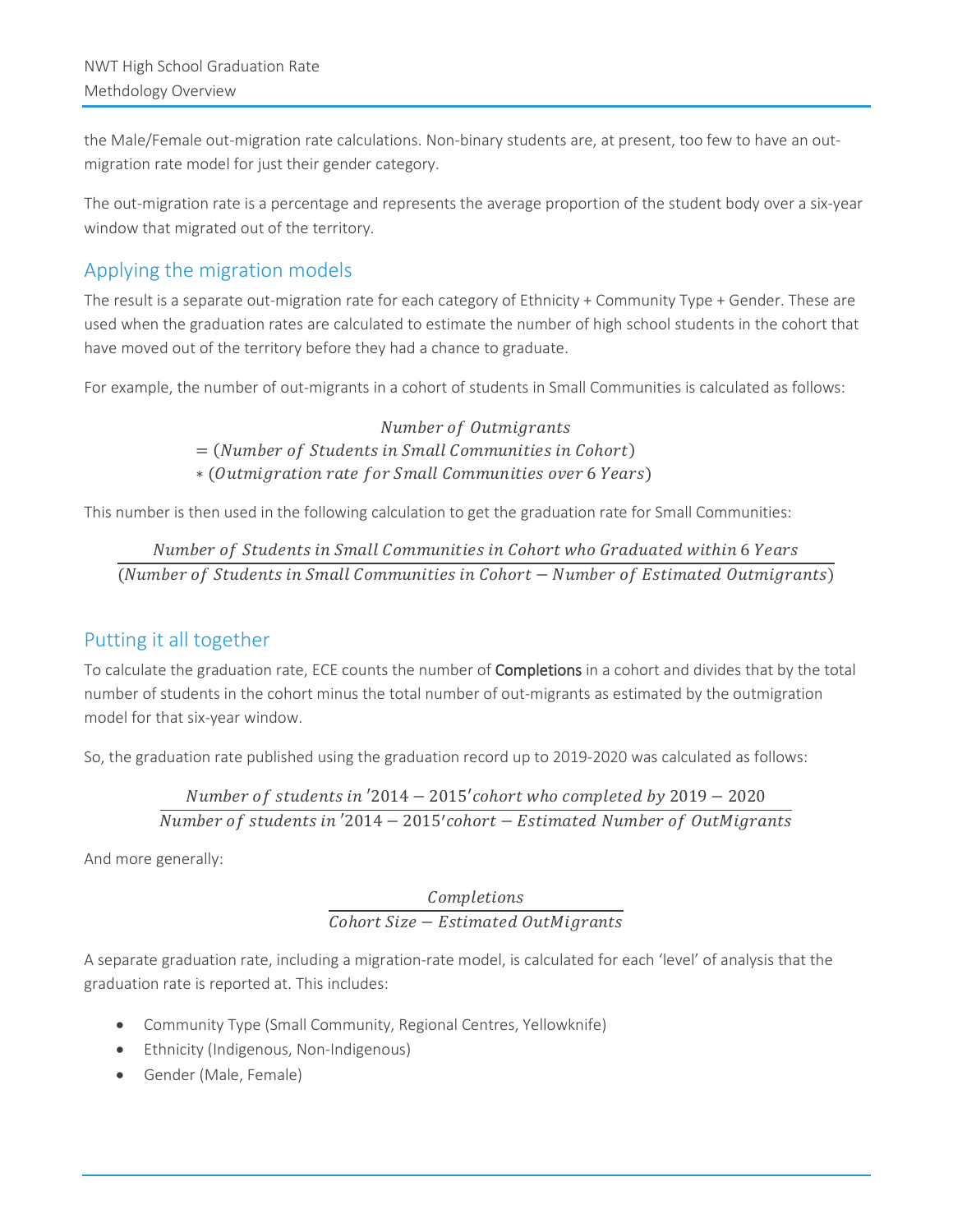the Male/Female out-migration rate calculations. Non-binary students are, at present, too few to have an out-migration rate model for just their gender category.

The out-migration rate is a percentage and represents the average proportion of the student body over a six-year window that migrated out of the territory.

## Applying the migration models

The result is a separate out-migration rate for each category of Ethnicity + Community Type + Gender. These are used when the graduation rates are calculated to estimate the number of high school students in the cohort that have moved out of the territory before they had a chance to graduate.

For example, the number of out-migrants in a cohort of students in Small Communities is calculated as follows:

$$\begin{aligned} &Number\ of\ Outmigrants \\ &= (Number\ of\ Students\ in\ Small\ Communities\ in\ Cohort) \\ &* (Outmigration\ rate\ for\ Small\ Communities\ over\ 6\ Years) \end{aligned}$$

This number is then used in the following calculation to get the graduation rate for Small Communities:

$$\frac{Number\ of\ Students\ in\ Small\ Communities\ in\ Cohort\ who\ Graduated\ within\ 6\ Years}{(Number\ of\ Students\ in\ Small\ Communities\ in\ Cohort - Number\ of\ Estimated\ Outmigrants)}$$

## Putting it all together

To calculate the graduation rate, ECE counts the number of Completions in a cohort and divides that by the total number of students in the cohort minus the total number of out-migrants as estimated by the outmigration model for that six-year window.

So, the graduation rate published using the graduation record up to 2019-2020 was calculated as follows:

$$\frac{Number\ of\ students\ in\ '2014-2015'\ cohort\ who\ completed\ by\ 2019-2020}{Number\ of\ students\ in\ '2014-2015'\ cohort - Estimated\ Number\ of\ OutMigrants}$$

And more generally:

$$\frac{Completions}{Cohort\ Size - Estimated\ OutMigrants}$$

A separate graduation rate, including a migration-rate model, is calculated for each 'level' of analysis that the graduation rate is reported at. This includes:

- Community Type (Small Community, Regional Centres, Yellowknife)
- Ethnicity (Indigenous, Non-Indigenous)
- Gender (Male, Female)